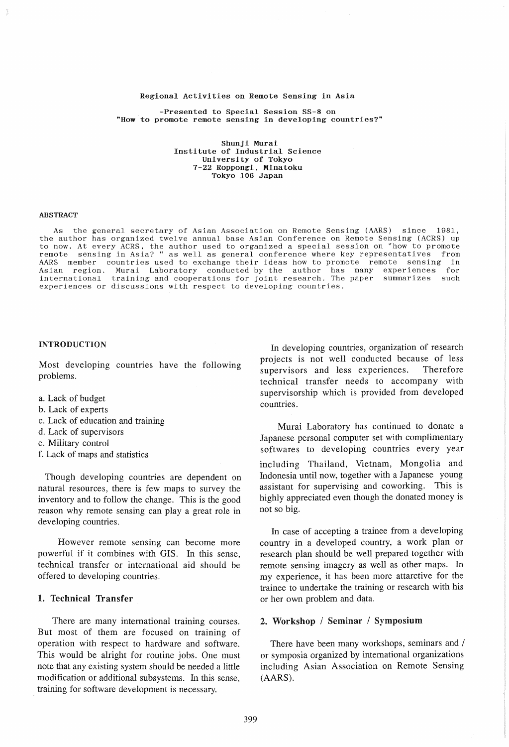# Regional Activities on Remote Sensing in Asia

-Presented to Special Session SS-8 on "How to promote remote sensing in developing countries?"

Shunji Murai
Institute of Industrial Science
University of Tokyo
7-22 Roppongi, Minatoku
Tokyo 106 Japan

## ABSTRACT

As the general secretary of Asian Association on Remote Sensing (AARS) since 1981, the author has organized twelve annual base Asian Conference on Remote Sensing (ACRS) up to now. At every ACRS, the author used to organized a special session on "how to promote remote sensing in Asia? " as well as general conference where key representatives from AARS member countries used to exchange their ideas how to promote remote sensing in Asian region. Murai Laboratory conducted by the author has many experiences for international training and cooperations for joint research. The paper summarizes such experiences or discussions with respect to developing countries.

## INTRODUCTION

Most developing countries have the following problems.

a. Lack of budget
b. Lack of experts
c. Lack of education and training
d. Lack of supervisors
e. Military control
f. Lack of maps and statistics

Though developing countries are dependent on natural resources, there is few maps to survey the inventory and to follow the change. This is the good reason why remote sensing can play a great role in developing countries.

However remote sensing can become more powerful if it combines with GIS. In this sense, technical transfer or international aid should be offered to developing countries.

## 1. Technical Transfer

There are many international training courses. But most of them are focused on training of operation with respect to hardware and software. This would be alright for routine jobs. One must note that any existing system should be needed a little modification or additional subsystems. In this sense, training for software development is necessary.

In developing countries, organization of research projects is not well conducted because of less supervisors and less experiences. Therefore technical transfer needs to accompany with supervisorship which is provided from developed countries.

Murai Laboratory has continued to donate a Japanese personal computer set with complimentary softwares to developing countries every year including Thailand, Vietnam, Mongolia and Indonesia until now, together with a Japanese young assistant for supervising and coworking. This is highly appreciated even though the donated money is not so big.

In case of accepting a trainee from a developing country in a developed country, a work plan or research plan should be well prepared together with remote sensing imagery as well as other maps. In my experience, it has been more attarctive for the trainee to undertake the training or research with his or her own problem and data.

## 2. Workshop / Seminar / Symposium

There have been many workshops, seminars and / or symposia organized by international organizations including Asian Association on Remote Sensing (AARS).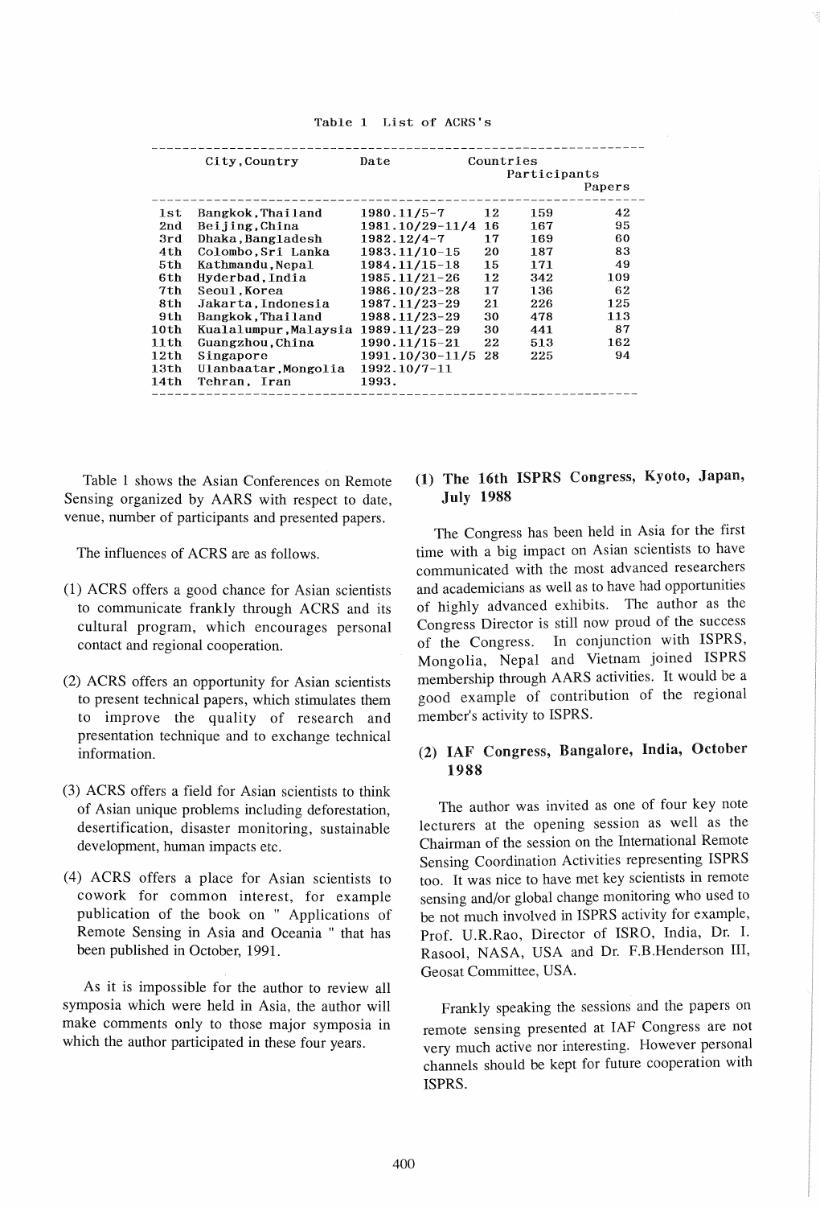Table 1 List of ACRS's

| | City, Country | Date | Countries | Participants | Papers |
|---|---|---|---|---|---|
| 1st | Bangkok, Thailand | 1980.11/5-7 | 12 | 159 | 42 |
| 2nd | Beijing, China | 1981.10/29-11/4 | 16 | 167 | 95 |
| 3rd | Dhaka, Bangladesh | 1982.12/4-7 | 17 | 169 | 60 |
| 4th | Colombo, Sri Lanka | 1983.11/10-15 | 20 | 187 | 83 |
| 5th | Kathmandu, Nepal | 1984.11/15-18 | 15 | 171 | 49 |
| 6th | Hyderbad, India | 1985.11/21-26 | 12 | 342 | 109 |
| 7th | Seoul, Korea | 1986.10/23-28 | 17 | 136 | 62 |
| 8th | Jakarta, Indonesia | 1987.11/23-29 | 21 | 226 | 125 |
| 9th | Bangkok, Thailand | 1988.11/23-29 | 30 | 478 | 113 |
| 10th | Kualalumpur, Malaysia | 1989.11/23-29 | 30 | 441 | 87 |
| 11th | Guangzhou, China | 1990.11/15-21 | 22 | 513 | 162 |
| 12th | Singapore | 1991.10/30-11/5 | 28 | 225 | 94 |
| 13th | Ulanbaatar, Mongolia | 1992.10/7-11 | | | |
| 14th | Tehran, Iran | 1993. | | | |

Table 1 shows the Asian Conferences on Remote Sensing organized by AARS with respect to date, venue, number of participants and presented papers.

The influences of ACRS are as follows.

(1) ACRS offers a good chance for Asian scientists to communicate frankly through ACRS and its cultural program, which encourages personal contact and regional cooperation.

(2) ACRS offers an opportunity for Asian scientists to present technical papers, which stimulates them to improve the quality of research and presentation technique and to exchange technical information.

(3) ACRS offers a field for Asian scientists to think of Asian unique problems including deforestation, desertification, disaster monitoring, sustainable development, human impacts etc.

(4) ACRS offers a place for Asian scientists to cowork for common interest, for example publication of the book on " Applications of Remote Sensing in Asia and Oceania " that has been published in October, 1991.

As it is impossible for the author to review all symposia which were held in Asia, the author will make comments only to those major symposia in which the author participated in these four years.

**(1) The 16th ISPRS Congress, Kyoto, Japan, July 1988**

The Congress has been held in Asia for the first time with a big impact on Asian scientists to have communicated with the most advanced researchers and academicians as well as to have had opportunities of highly advanced exhibits. The author as the Congress Director is still now proud of the success of the Congress. In conjunction with ISPRS, Mongolia, Nepal and Vietnam joined ISPRS membership through AARS activities. It would be a good example of contribution of the regional member's activity to ISPRS.

**(2) IAF Congress, Bangalore, India, October 1988**

The author was invited as one of four key note lecturers at the opening session as well as the Chairman of the session on the International Remote Sensing Coordination Activities representing ISPRS too. It was nice to have met key scientists in remote sensing and/or global change monitoring who used to be not much involved in ISPRS activity for example, Prof. U.R.Rao, Director of ISRO, India, Dr. I. Rasool, NASA, USA and Dr. F.B.Henderson III, Geosat Committee, USA.

Frankly speaking the sessions and the papers on remote sensing presented at IAF Congress are not very much active nor interesting. However personal channels should be kept for future cooperation with ISPRS.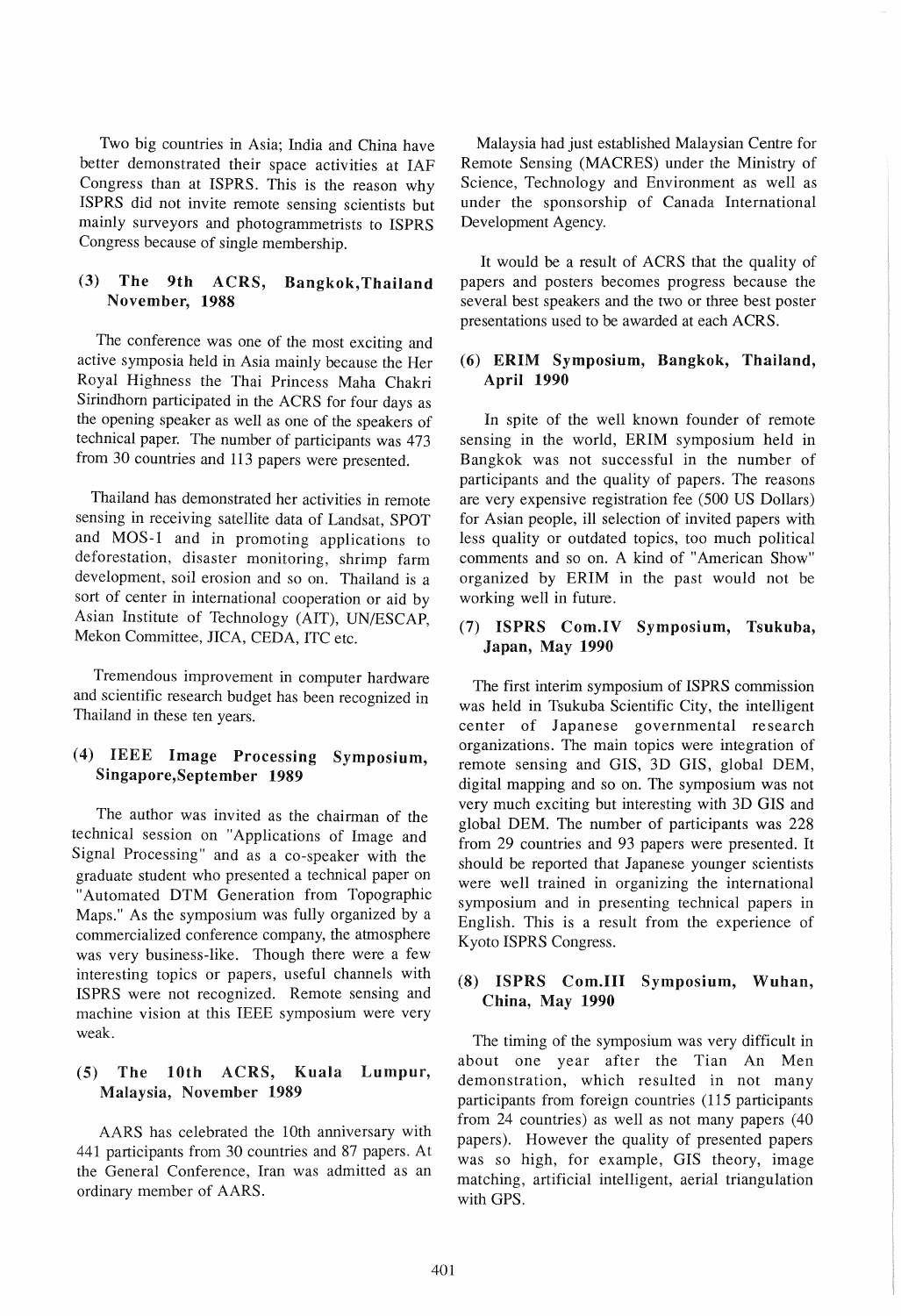Two big countries in Asia; India and China have better demonstrated their space activities at IAF Congress than at ISPRS. This is the reason why ISPRS did not invite remote sensing scientists but mainly surveyors and photogrammetrists to ISPRS Congress because of single membership.

### (3) The 9th ACRS, Bangkok,Thailand November, 1988

The conference was one of the most exciting and active symposia held in Asia mainly because the Her Royal Highness the Thai Princess Maha Chakri Sirindhorn participated in the ACRS for four days as the opening speaker as well as one of the speakers of technical paper. The number of participants was 473 from 30 countries and 113 papers were presented.

Thailand has demonstrated her activities in remote sensing in receiving satellite data of Landsat, SPOT and MOS-1 and in promoting applications to deforestation, disaster monitoring, shrimp farm development, soil erosion and so on. Thailand is a sort of center in international cooperation or aid by Asian Institute of Technology (AIT), UN/ESCAP, Mekon Committee, JICA, CEDA, ITC etc.

Tremendous improvement in computer hardware and scientific research budget has been recognized in Thailand in these ten years.

### (4) IEEE Image Processing Symposium, Singapore,September 1989

The author was invited as the chairman of the technical session on "Applications of Image and Signal Processing" and as a co-speaker with the graduate student who presented a technical paper on "Automated DTM Generation from Topographic Maps." As the symposium was fully organized by a commercialized conference company, the atmosphere was very business-like. Though there were a few interesting topics or papers, useful channels with ISPRS were not recognized. Remote sensing and machine vision at this IEEE symposium were very weak.

### (5) The 10th ACRS, Kuala Lumpur, Malaysia, November 1989

AARS has celebrated the 10th anniversary with 441 participants from 30 countries and 87 papers. At the General Conference, Iran was admitted as an ordinary member of AARS.

Malaysia had just established Malaysian Centre for Remote Sensing (MACRES) under the Ministry of Science, Technology and Environment as well as under the sponsorship of Canada International Development Agency.

It would be a result of ACRS that the quality of papers and posters becomes progress because the several best speakers and the two or three best poster presentations used to be awarded at each ACRS.

### (6) ERIM Symposium, Bangkok, Thailand, April 1990

In spite of the well known founder of remote sensing in the world, ERIM symposium held in Bangkok was not successful in the number of participants and the quality of papers. The reasons are very expensive registration fee (500 US Dollars) for Asian people, ill selection of invited papers with less quality or outdated topics, too much political comments and so on. A kind of "American Show" organized by ERIM in the past would not be working well in future.

### (7) ISPRS Com.IV Symposium, Tsukuba, Japan, May 1990

The first interim symposium of ISPRS commission was held in Tsukuba Scientific City, the intelligent center of Japanese governmental research organizations. The main topics were integration of remote sensing and GIS, 3D GIS, global DEM, digital mapping and so on. The symposium was not very much exciting but interesting with 3D GIS and global DEM. The number of participants was 228 from 29 countries and 93 papers were presented. It should be reported that Japanese younger scientists were well trained in organizing the international symposium and in presenting technical papers in English. This is a result from the experience of Kyoto ISPRS Congress.

### (8) ISPRS Com.III Symposium, Wuhan, China, May 1990

The timing of the symposium was very difficult in about one year after the Tian An Men demonstration, which resulted in not many participants from foreign countries (115 participants from 24 countries) as well as not many papers (40 papers). However the quality of presented papers was so high, for example, GIS theory, image matching, artificial intelligent, aerial triangulation with GPS.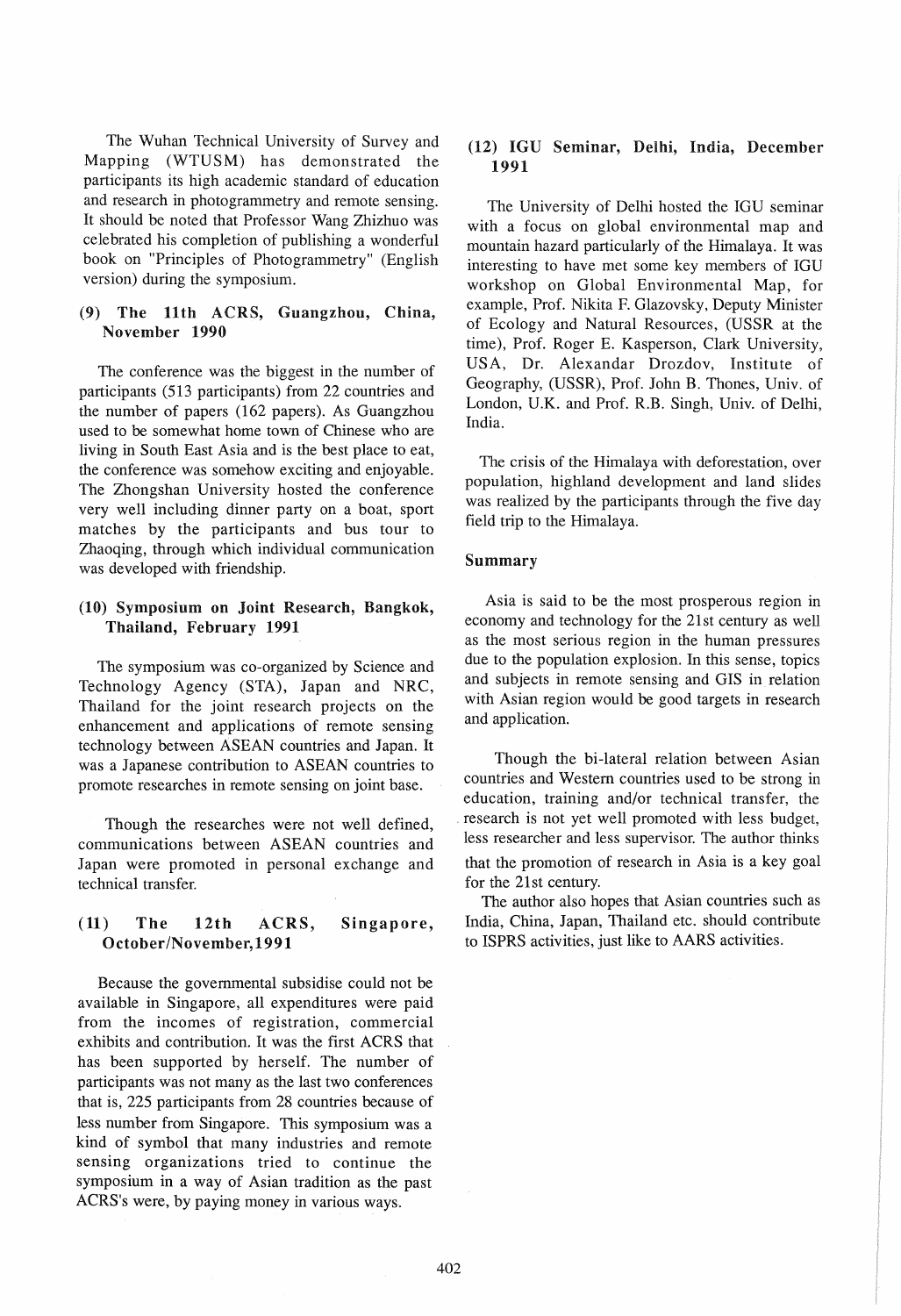The Wuhan Technical University of Survey and Mapping (WTUSM) has demonstrated the participants its high academic standard of education and research in photogrammetry and remote sensing. It should be noted that Professor Wang Zhizhuo was celebrated his completion of publishing a wonderful book on "Principles of Photogrammetry" (English version) during the symposium.

### (9) The 11th ACRS, Guangzhou, China, November 1990

The conference was the biggest in the number of participants (513 participants) from 22 countries and the number of papers (162 papers). As Guangzhou used to be somewhat home town of Chinese who are living in South East Asia and is the best place to eat, the conference was somehow exciting and enjoyable. The Zhongshan University hosted the conference very well including dinner party on a boat, sport matches by the participants and bus tour to Zhaoqing, through which individual communication was developed with friendship.

### (10) Symposium on Joint Research, Bangkok, Thailand, February 1991

The symposium was co-organized by Science and Technology Agency (STA), Japan and NRC, Thailand for the joint research projects on the enhancement and applications of remote sensing technology between ASEAN countries and Japan. It was a Japanese contribution to ASEAN countries to promote researches in remote sensing on joint base.

Though the researches were not well defined, communications between ASEAN countries and Japan were promoted in personal exchange and technical transfer.

### (11) The 12th ACRS, Singapore, October/November, 1991

Because the governmental subsidise could not be available in Singapore, all expenditures were paid from the incomes of registration, commercial exhibits and contribution. It was the first ACRS that has been supported by herself. The number of participants was not many as the last two conferences that is, 225 participants from 28 countries because of less number from Singapore. This symposium was a kind of symbol that many industries and remote sensing organizations tried to continue the symposium in a way of Asian tradition as the past ACRS's were, by paying money in various ways.

### (12) IGU Seminar, Delhi, India, December 1991

The University of Delhi hosted the IGU seminar with a focus on global environmental map and mountain hazard particularly of the Himalaya. It was interesting to have met some key members of IGU workshop on Global Environmental Map, for example, Prof. Nikita F. Glazovsky, Deputy Minister of Ecology and Natural Resources, (USSR at the time), Prof. Roger E. Kasperson, Clark University, USA, Dr. Alexandar Drozdov, Institute of Geography, (USSR), Prof. John B. Thones, Univ. of London, U.K. and Prof. R.B. Singh, Univ. of Delhi, India.

The crisis of the Himalaya with deforestation, over population, highland development and land slides was realized by the participants through the five day field trip to the Himalaya.

## Summary

Asia is said to be the most prosperous region in economy and technology for the 21st century as well as the most serious region in the human pressures due to the population explosion. In this sense, topics and subjects in remote sensing and GIS in relation with Asian region would be good targets in research and application.

Though the bi-lateral relation between Asian countries and Western countries used to be strong in education, training and/or technical transfer, the research is not yet well promoted with less budget, less researcher and less supervisor. The author thinks that the promotion of research in Asia is a key goal for the 21st century.

The author also hopes that Asian countries such as India, China, Japan, Thailand etc. should contribute to ISPRS activities, just like to AARS activities.